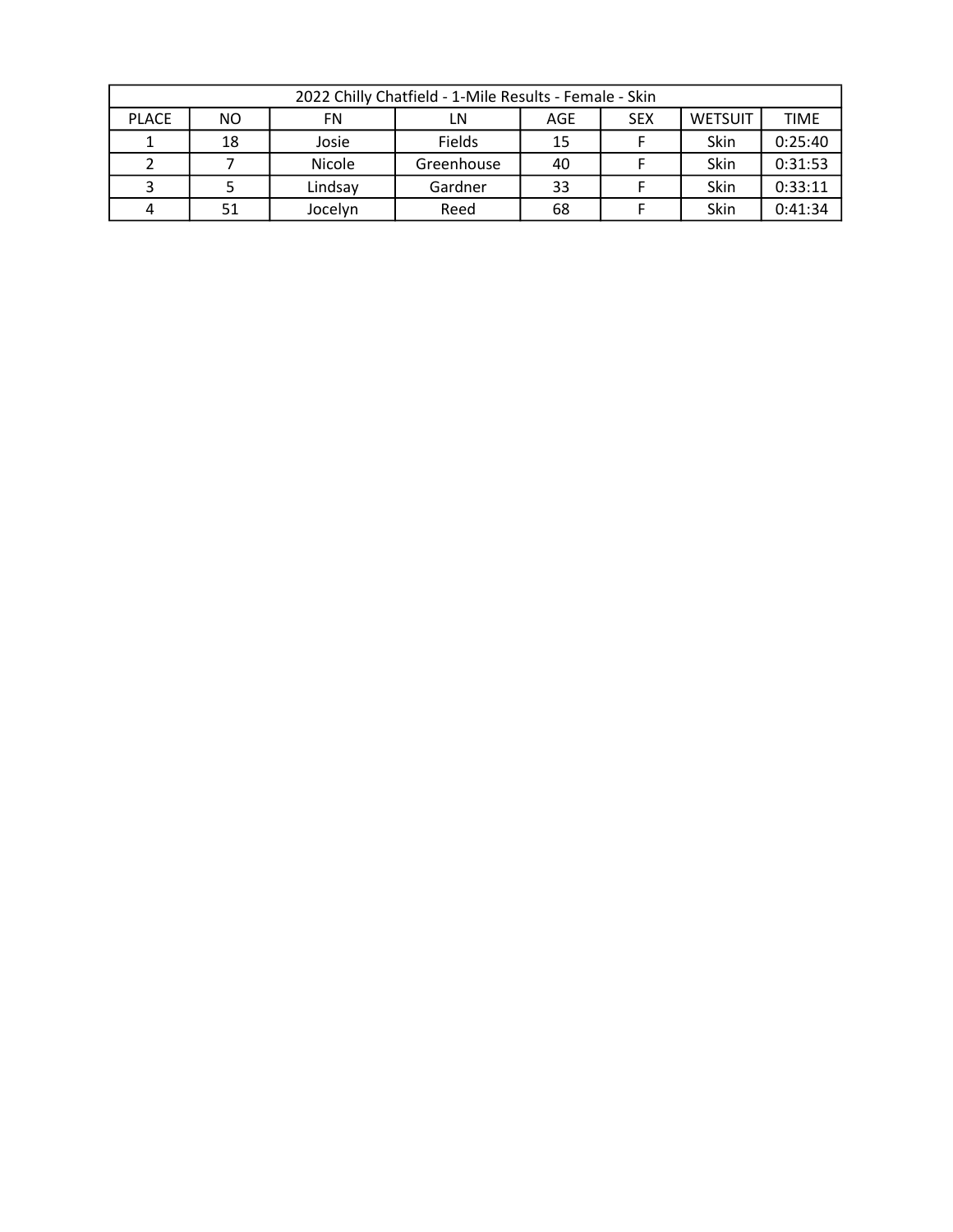| 2022 Chilly Chatfield - 1-Mile Results - Female - Skin | | | | | | | |
|---|---|---|---|---|---|---|---|
| PLACE | NO | FN | LN | AGE | SEX | WETSUIT | TIME |
| 1 | 18 | Josie | Fields | 15 | F | Skin | 0:25:40 |
| 2 | 7 | Nicole | Greenhouse | 40 | F | Skin | 0:31:53 |
| 3 | 5 | Lindsay | Gardner | 33 | F | Skin | 0:33:11 |
| 4 | 51 | Jocelyn | Reed | 68 | F | Skin | 0:41:34 |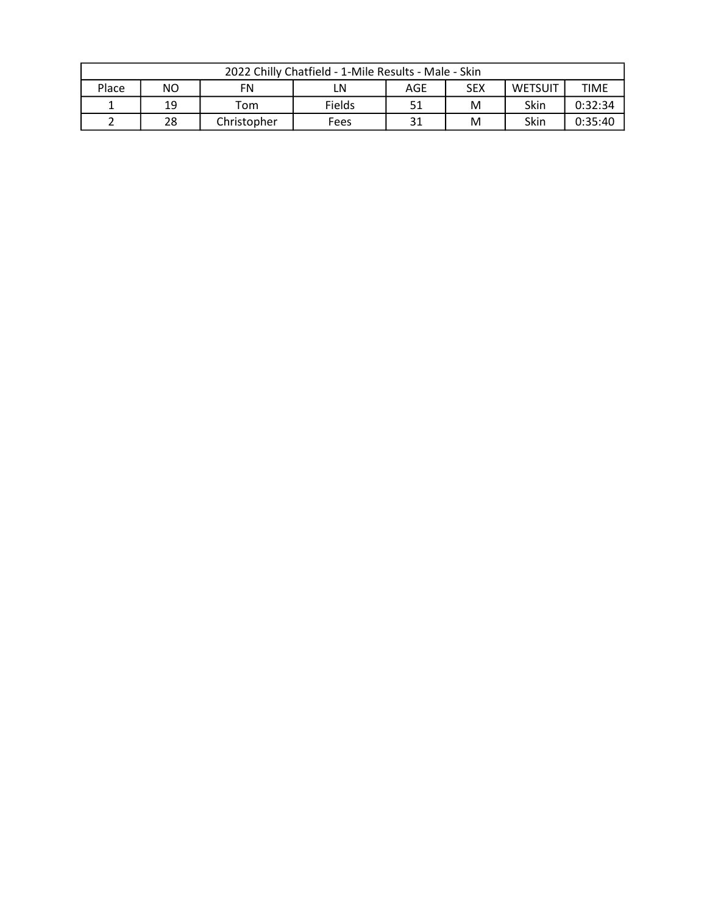| 2022 Chilly Chatfield - 1-Mile Results - Male - Skin | | | | | | | |
|---|---|---|---|---|---|---|---|
| Place | NO | FN | LN | AGE | SEX | WETSUIT | TIME |
| 1 | 19 | Tom | Fields | 51 | M | Skin | 0:32:34 |
| 2 | 28 | Christopher | Fees | 31 | M | Skin | 0:35:40 |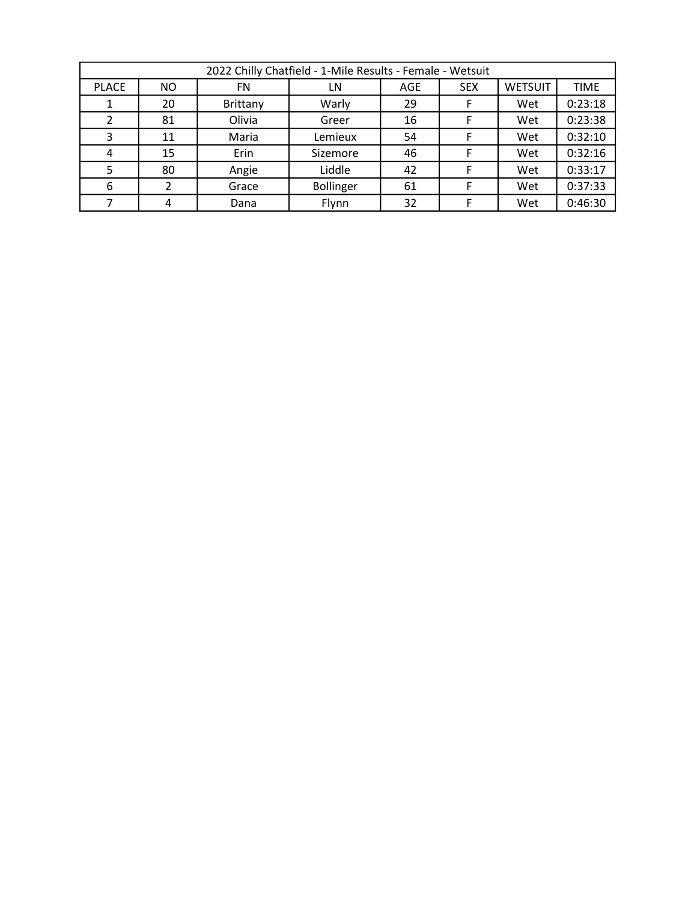| 2022 Chilly Chatfield - 1-Mile Results - Female - Wetsuit | | | | | | | |
|---|---|---|---|---|---|---|---|
| PLACE | NO | FN | LN | AGE | SEX | WETSUIT | TIME |
| 1 | 20 | Brittany | Warly | 29 | F | Wet | 0:23:18 |
| 2 | 81 | Olivia | Greer | 16 | F | Wet | 0:23:38 |
| 3 | 11 | Maria | Lemieux | 54 | F | Wet | 0:32:10 |
| 4 | 15 | Erin | Sizemore | 46 | F | Wet | 0:32:16 |
| 5 | 80 | Angie | Liddle | 42 | F | Wet | 0:33:17 |
| 6 | 2 | Grace | Bollinger | 61 | F | Wet | 0:37:33 |
| 7 | 4 | Dana | Flynn | 32 | F | Wet | 0:46:30 |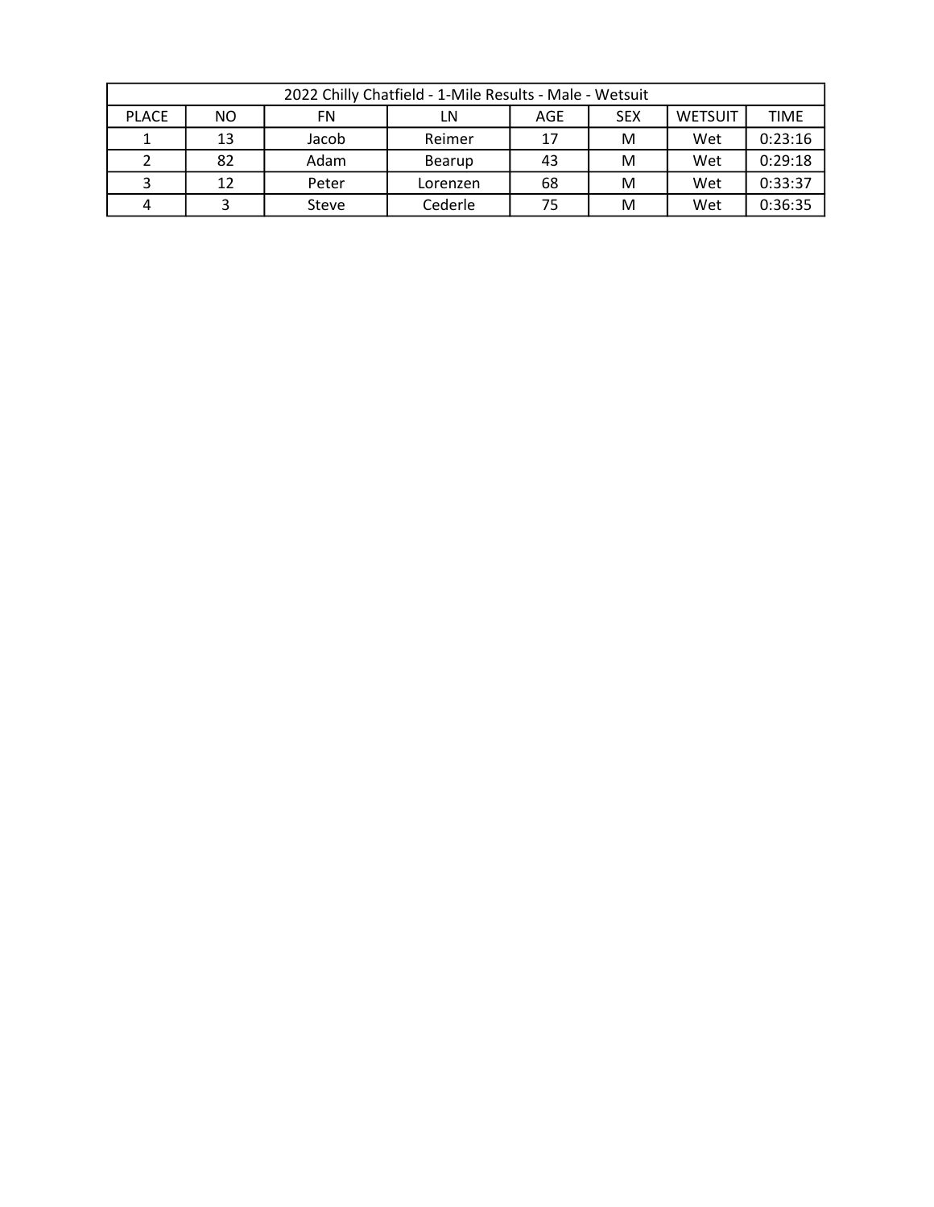| 2022 Chilly Chatfield - 1-Mile Results - Male - Wetsuit | | | | | | | |
|---|---|---|---|---|---|---|---|
| PLACE | NO | FN | LN | AGE | SEX | WETSUIT | TIME |
| 1 | 13 | Jacob | Reimer | 17 | M | Wet | 0:23:16 |
| 2 | 82 | Adam | Bearup | 43 | M | Wet | 0:29:18 |
| 3 | 12 | Peter | Lorenzen | 68 | M | Wet | 0:33:37 |
| 4 | 3 | Steve | Cederle | 75 | M | Wet | 0:36:35 |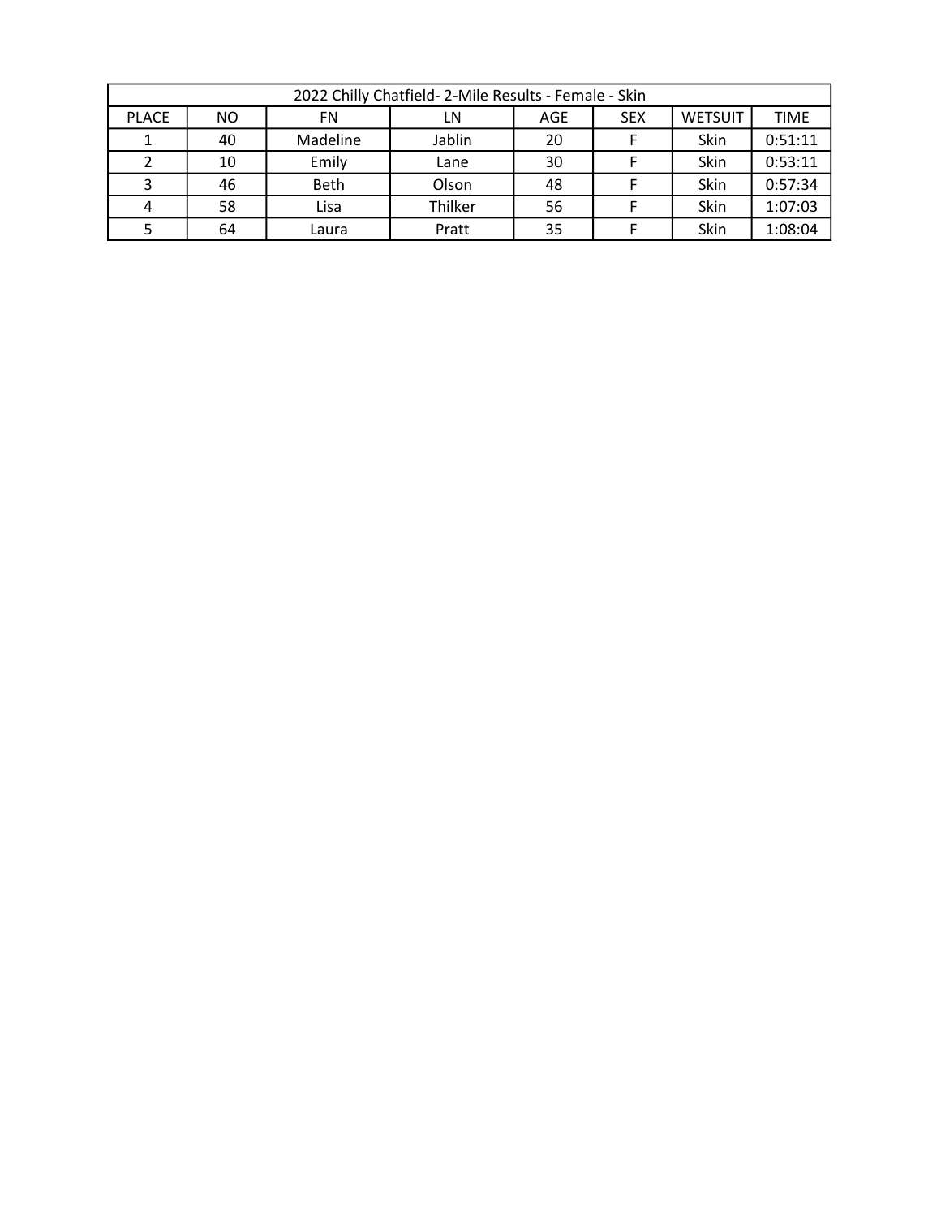| 2022 Chilly Chatfield- 2-Mile Results - Female - Skin | | | | | | | |
|---|---|---|---|---|---|---|---|
| PLACE | NO | FN | LN | AGE | SEX | WETSUIT | TIME |
| 1 | 40 | Madeline | Jablin | 20 | F | Skin | 0:51:11 |
| 2 | 10 | Emily | Lane | 30 | F | Skin | 0:53:11 |
| 3 | 46 | Beth | Olson | 48 | F | Skin | 0:57:34 |
| 4 | 58 | Lisa | Thilker | 56 | F | Skin | 1:07:03 |
| 5 | 64 | Laura | Pratt | 35 | F | Skin | 1:08:04 |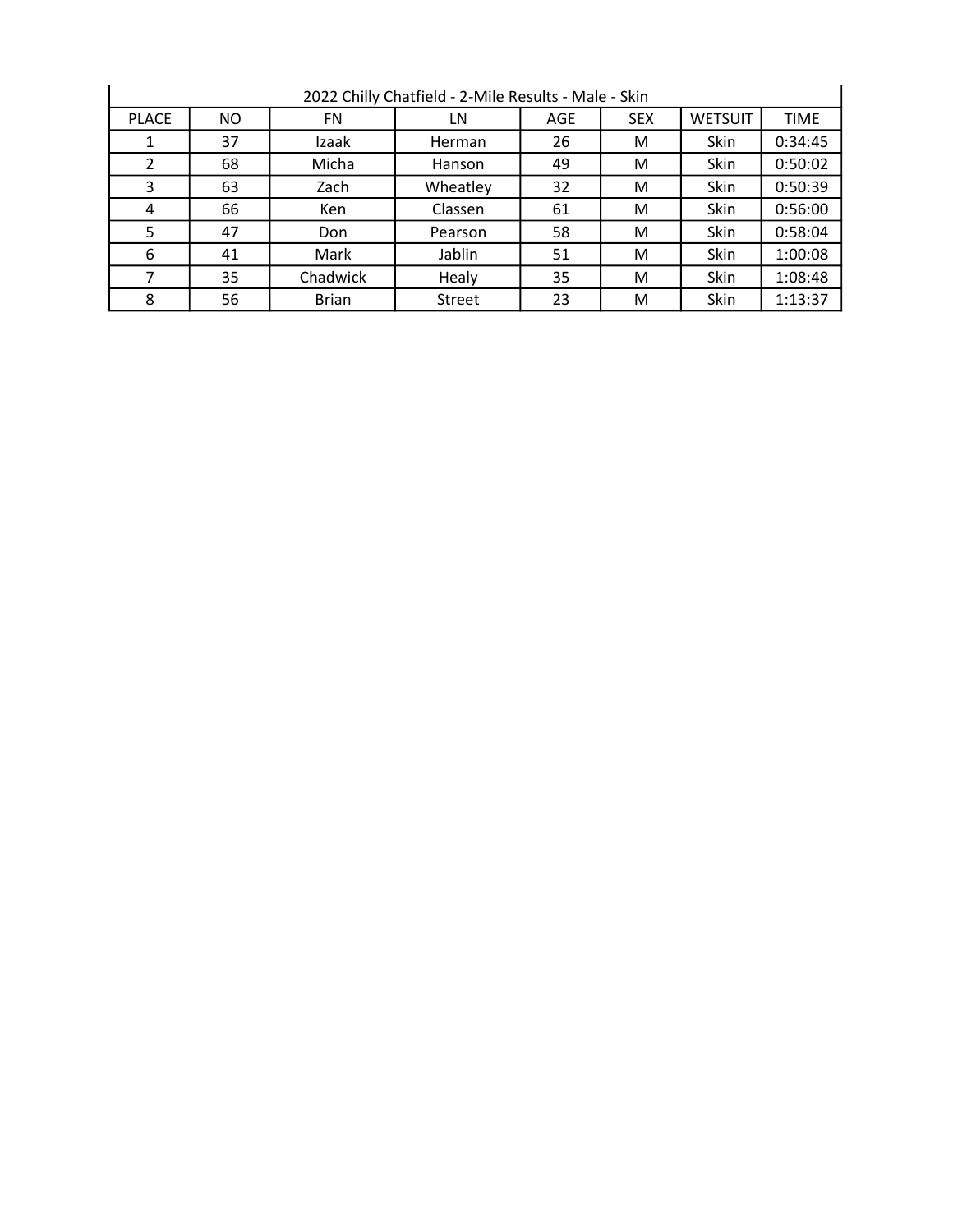2022 Chilly Chatfield - 2-Mile Results - Male - Skin

| PLACE | NO | FN | LN | AGE | SEX | WETSUIT | TIME |
|---|---|---|---|---|---|---|---|
| 1 | 37 | Izaak | Herman | 26 | M | Skin | 0:34:45 |
| 2 | 68 | Micha | Hanson | 49 | M | Skin | 0:50:02 |
| 3 | 63 | Zach | Wheatley | 32 | M | Skin | 0:50:39 |
| 4 | 66 | Ken | Classen | 61 | M | Skin | 0:56:00 |
| 5 | 47 | Don | Pearson | 58 | M | Skin | 0:58:04 |
| 6 | 41 | Mark | Jablin | 51 | M | Skin | 1:00:08 |
| 7 | 35 | Chadwick | Healy | 35 | M | Skin | 1:08:48 |
| 8 | 56 | Brian | Street | 23 | M | Skin | 1:13:37 |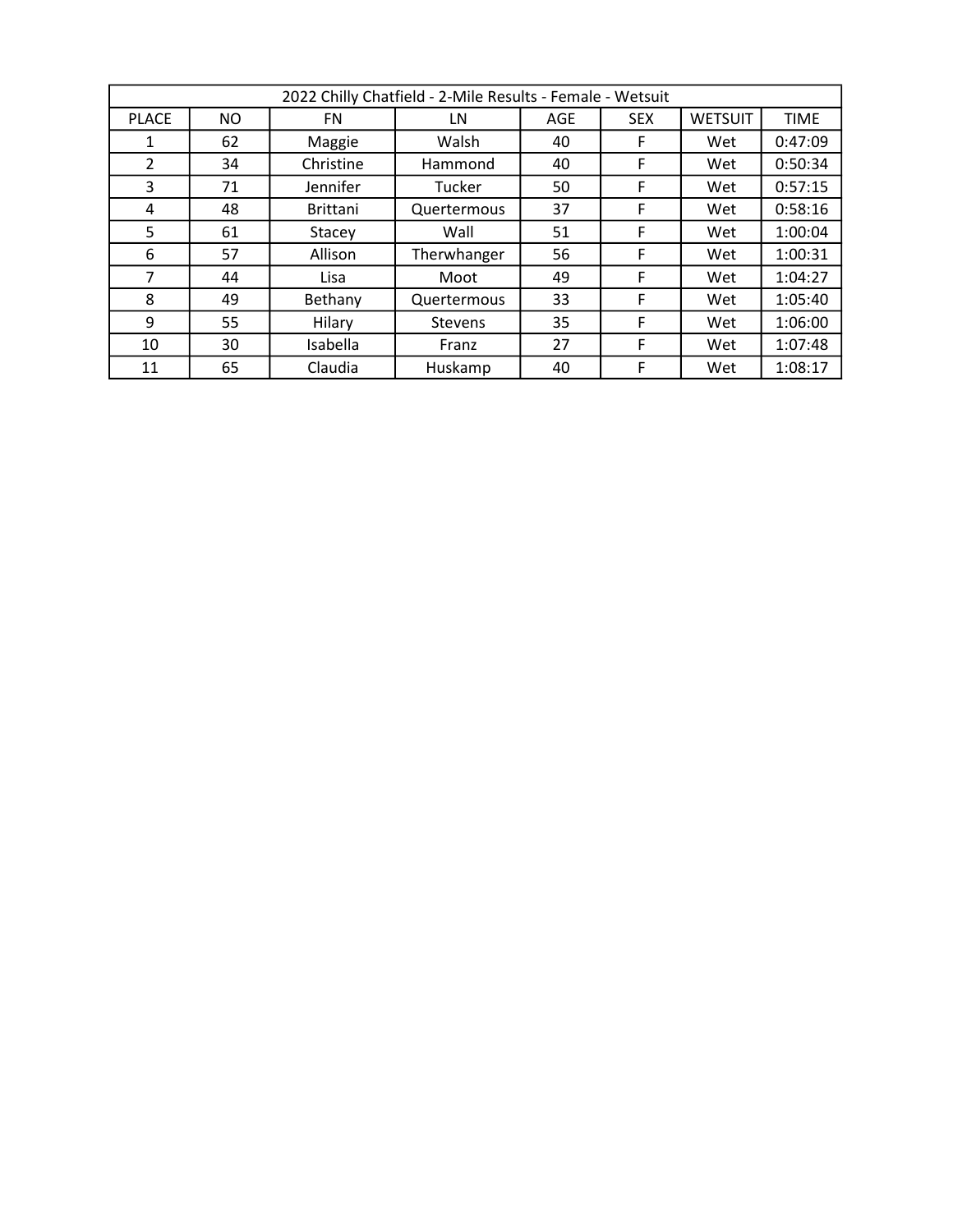| 2022 Chilly Chatfield - 2-Mile Results - Female - Wetsuit | | | | | | | |
|---|---|---|---|---|---|---|---|
| PLACE | NO | FN | LN | AGE | SEX | WETSUIT | TIME |
| 1 | 62 | Maggie | Walsh | 40 | F | Wet | 0:47:09 |
| 2 | 34 | Christine | Hammond | 40 | F | Wet | 0:50:34 |
| 3 | 71 | Jennifer | Tucker | 50 | F | Wet | 0:57:15 |
| 4 | 48 | Brittani | Quertermous | 37 | F | Wet | 0:58:16 |
| 5 | 61 | Stacey | Wall | 51 | F | Wet | 1:00:04 |
| 6 | 57 | Allison | Therwhanger | 56 | F | Wet | 1:00:31 |
| 7 | 44 | Lisa | Moot | 49 | F | Wet | 1:04:27 |
| 8 | 49 | Bethany | Quertermous | 33 | F | Wet | 1:05:40 |
| 9 | 55 | Hilary | Stevens | 35 | F | Wet | 1:06:00 |
| 10 | 30 | Isabella | Franz | 27 | F | Wet | 1:07:48 |
| 11 | 65 | Claudia | Huskamp | 40 | F | Wet | 1:08:17 |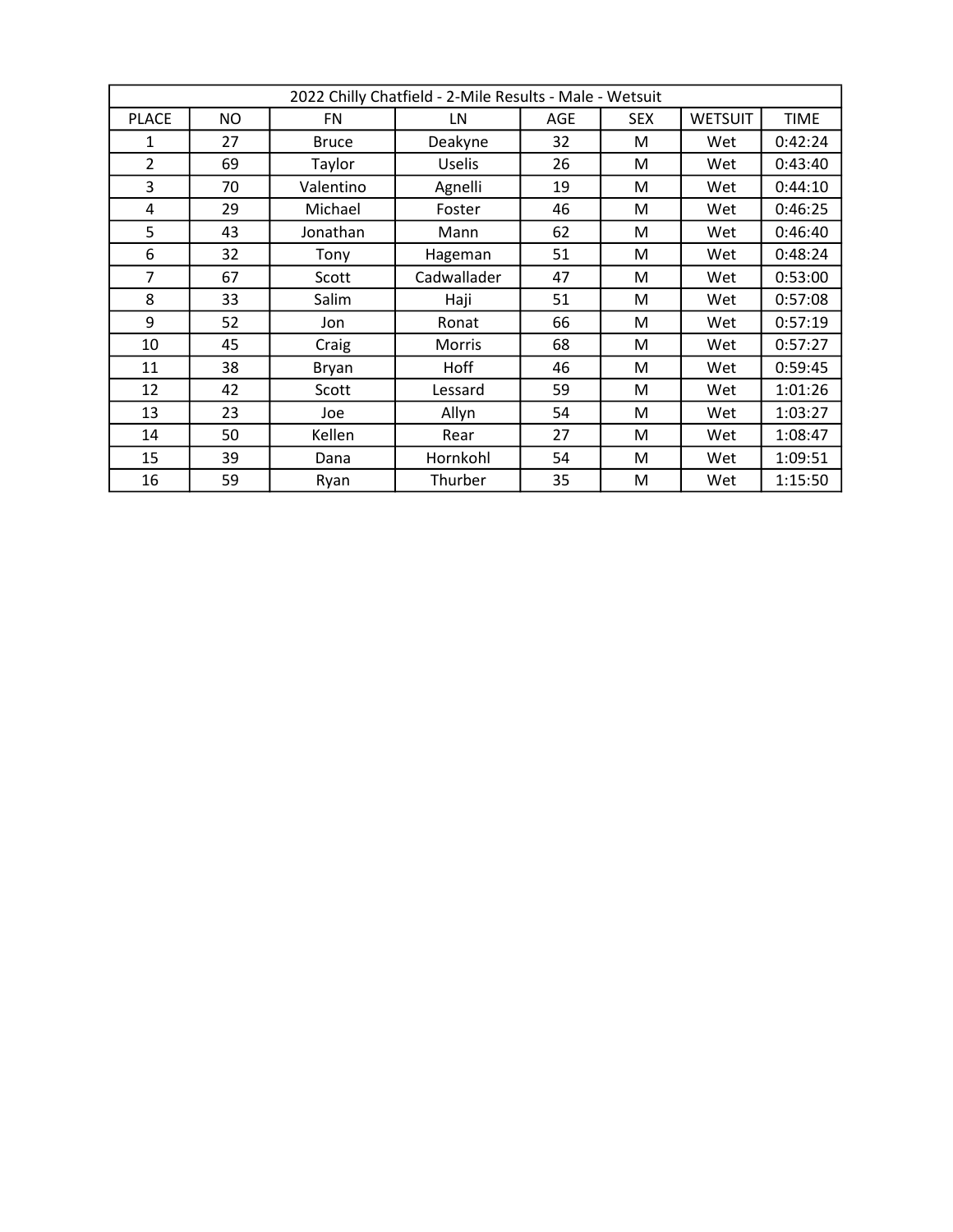| 2022 Chilly Chatfield - 2-Mile Results - Male - Wetsuit | | | | | | | |
|---|---|---|---|---|---|---|---|
| PLACE | NO | FN | LN | AGE | SEX | WETSUIT | TIME |
| 1 | 27 | Bruce | Deakyne | 32 | M | Wet | 0:42:24 |
| 2 | 69 | Taylor | Uselis | 26 | M | Wet | 0:43:40 |
| 3 | 70 | Valentino | Agnelli | 19 | M | Wet | 0:44:10 |
| 4 | 29 | Michael | Foster | 46 | M | Wet | 0:46:25 |
| 5 | 43 | Jonathan | Mann | 62 | M | Wet | 0:46:40 |
| 6 | 32 | Tony | Hageman | 51 | M | Wet | 0:48:24 |
| 7 | 67 | Scott | Cadwallader | 47 | M | Wet | 0:53:00 |
| 8 | 33 | Salim | Haji | 51 | M | Wet | 0:57:08 |
| 9 | 52 | Jon | Ronat | 66 | M | Wet | 0:57:19 |
| 10 | 45 | Craig | Morris | 68 | M | Wet | 0:57:27 |
| 11 | 38 | Bryan | Hoff | 46 | M | Wet | 0:59:45 |
| 12 | 42 | Scott | Lessard | 59 | M | Wet | 1:01:26 |
| 13 | 23 | Joe | Allyn | 54 | M | Wet | 1:03:27 |
| 14 | 50 | Kellen | Rear | 27 | M | Wet | 1:08:47 |
| 15 | 39 | Dana | Hornkohl | 54 | M | Wet | 1:09:51 |
| 16 | 59 | Ryan | Thurber | 35 | M | Wet | 1:15:50 |